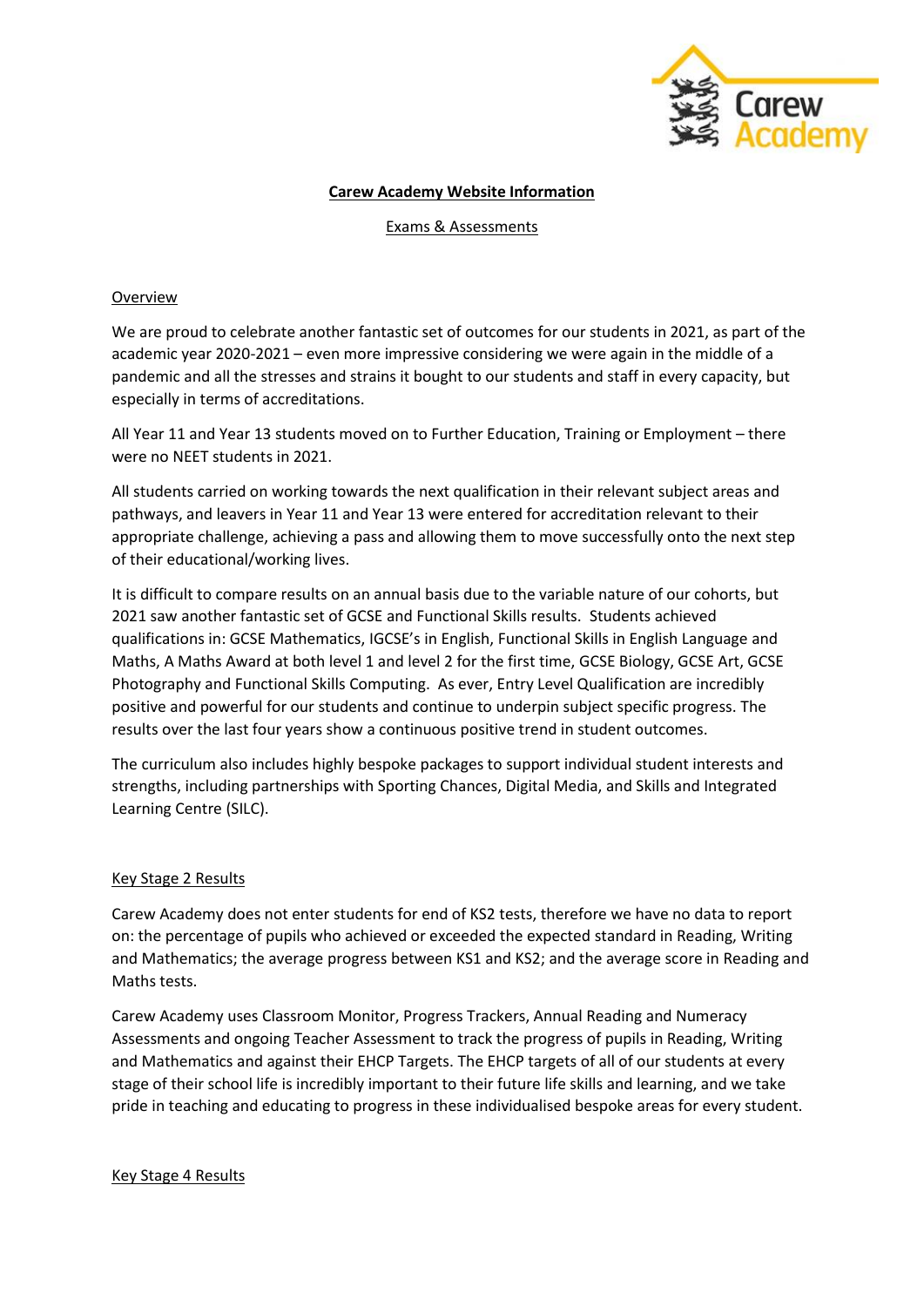# Carew Academy Website Information

## Exams & Assessments

### Overview

We are proud to celebrate another fantastic set of outcomes for our students in 2021, as part of the academic year 2020-2021 – even more impressive considering we were again in the middle of a pandemic and all the stresses and strains it bought to our students and staff in every capacity, but especially in terms of accreditations.

All Year 11 and Year 13 students moved on to Further Education, Training or Employment – there were no NEET students in 2021.

All students carried on working towards the next qualification in their relevant subject areas and pathways, and leavers in Year 11 and Year 13 were entered for accreditation relevant to their appropriate challenge, achieving a pass and allowing them to move successfully onto the next step of their educational/working lives.

It is difficult to compare results on an annual basis due to the variable nature of our cohorts, but 2021 saw another fantastic set of GCSE and Functional Skills results. Students achieved qualifications in: GCSE Mathematics, IGCSE's in English, Functional Skills in English Language and Maths, A Maths Award at both level 1 and level 2 for the first time, GCSE Biology, GCSE Art, GCSE Photography and Functional Skills Computing. As ever, Entry Level Qualification are incredibly positive and powerful for our students and continue to underpin subject specific progress. The results over the last four years show a continuous positive trend in student outcomes.

The curriculum also includes highly bespoke packages to support individual student interests and strengths, including partnerships with Sporting Chances, Digital Media, and Skills and Integrated Learning Centre (SILC).

### Key Stage 2 Results

Carew Academy does not enter students for end of KS2 tests, therefore we have no data to report on: the percentage of pupils who achieved or exceeded the expected standard in Reading, Writing and Mathematics; the average progress between KS1 and KS2; and the average score in Reading and Maths tests.

Carew Academy uses Classroom Monitor, Progress Trackers, Annual Reading and Numeracy Assessments and ongoing Teacher Assessment to track the progress of pupils in Reading, Writing and Mathematics and against their EHCP Targets. The EHCP targets of all of our students at every stage of their school life is incredibly important to their future life skills and learning, and we take pride in teaching and educating to progress in these individualised bespoke areas for every student.

### Key Stage 4 Results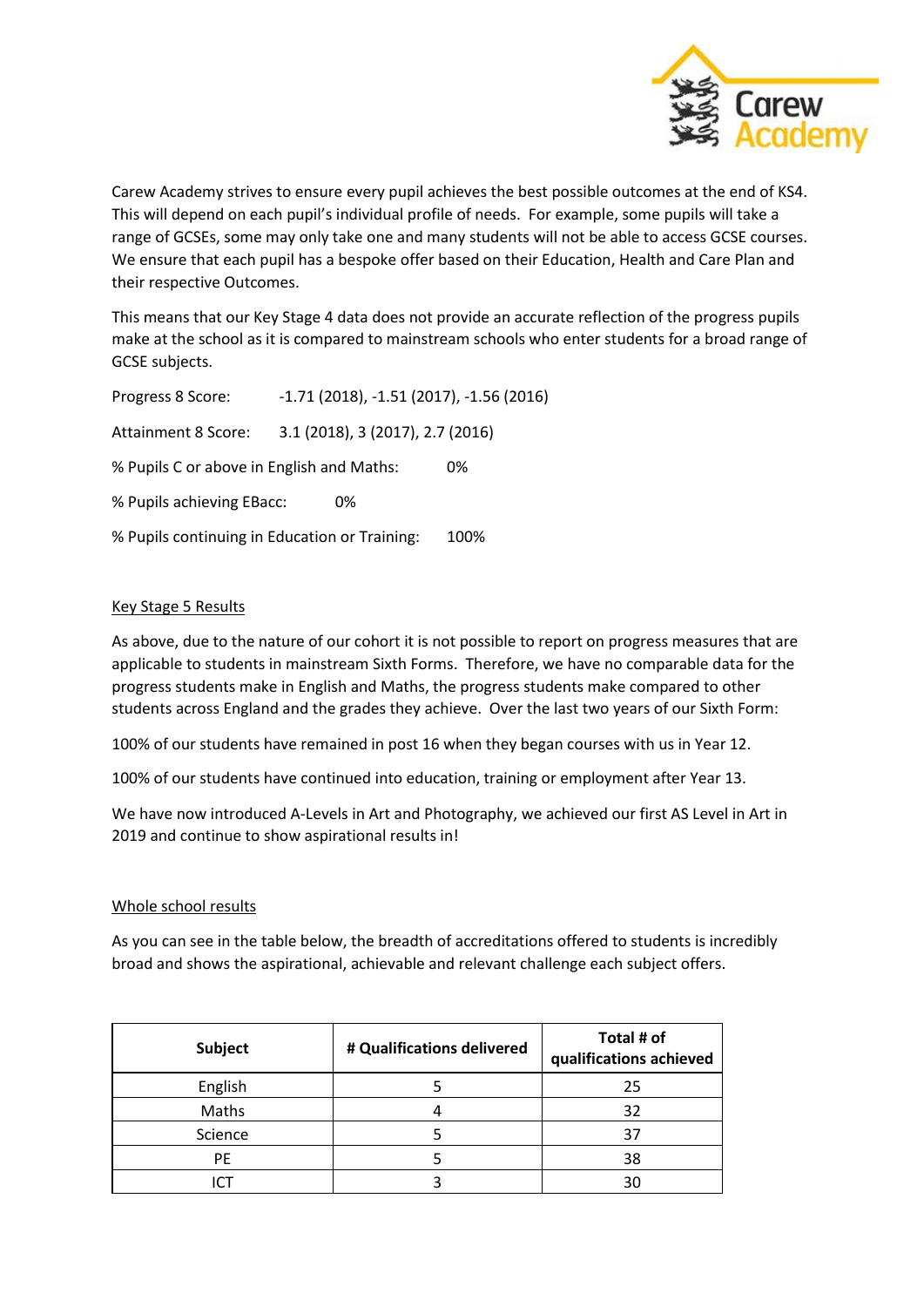Carew Academy strives to ensure every pupil achieves the best possible outcomes at the end of KS4. This will depend on each pupil's individual profile of needs. For example, some pupils will take a range of GCSEs, some may only take one and many students will not be able to access GCSE courses. We ensure that each pupil has a bespoke offer based on their Education, Health and Care Plan and their respective Outcomes.

This means that our Key Stage 4 data does not provide an accurate reflection of the progress pupils make at the school as it is compared to mainstream schools who enter students for a broad range of GCSE subjects.

Progress 8 Score: -1.71 (2018), -1.51 (2017), -1.56 (2016)

Attainment 8 Score: 3.1 (2018), 3 (2017), 2.7 (2016)

% Pupils C or above in English and Maths: 0%

% Pupils achieving EBacc: 0%

% Pupils continuing in Education or Training: 100%

## Key Stage 5 Results

As above, due to the nature of our cohort it is not possible to report on progress measures that are applicable to students in mainstream Sixth Forms. Therefore, we have no comparable data for the progress students make in English and Maths, the progress students make compared to other students across England and the grades they achieve. Over the last two years of our Sixth Form:

100% of our students have remained in post 16 when they began courses with us in Year 12.

100% of our students have continued into education, training or employment after Year 13.

We have now introduced A-Levels in Art and Photography, we achieved our first AS Level in Art in 2019 and continue to show aspirational results in!

## Whole school results

As you can see in the table below, the breadth of accreditations offered to students is incredibly broad and shows the aspirational, achievable and relevant challenge each subject offers.

| Subject | # Qualifications delivered | Total # of qualifications achieved |
|---|---|---|
| English | 5 | 25 |
| Maths | 4 | 32 |
| Science | 5 | 37 |
| PE | 5 | 38 |
| ICT | 3 | 30 |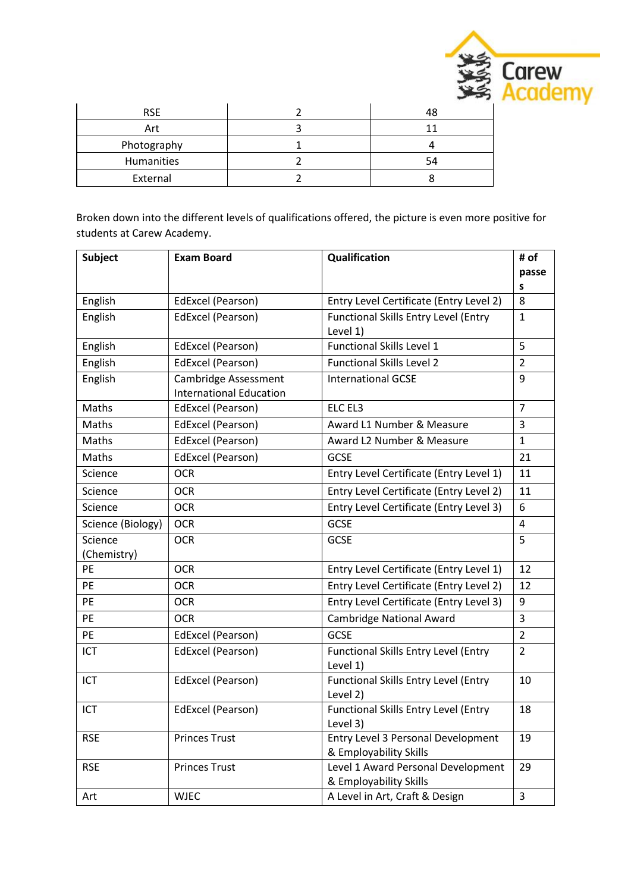| RSE | 2 | 48 |
|---|---|---|
| Art | 3 | 11 |
| Photography | 1 | 4 |
| Humanities | 2 | 54 |
| External | 2 | 8 |

Broken down into the different levels of qualifications offered, the picture is even more positive for students at Carew Academy.

| Subject | Exam Board | Qualification | # of passes |
|---|---|---|---|
| English | EdExcel (Pearson) | Entry Level Certificate (Entry Level 2) | 8 |
| English | EdExcel (Pearson) | Functional Skills Entry Level (Entry Level 1) | 1 |
| English | EdExcel (Pearson) | Functional Skills Level 1 | 5 |
| English | EdExcel (Pearson) | Functional Skills Level 2 | 2 |
| English | Cambridge Assessment International Education | International GCSE | 9 |
| Maths | EdExcel (Pearson) | ELC EL3 | 7 |
| Maths | EdExcel (Pearson) | Award L1 Number & Measure | 3 |
| Maths | EdExcel (Pearson) | Award L2 Number & Measure | 1 |
| Maths | EdExcel (Pearson) | GCSE | 21 |
| Science | OCR | Entry Level Certificate (Entry Level 1) | 11 |
| Science | OCR | Entry Level Certificate (Entry Level 2) | 11 |
| Science | OCR | Entry Level Certificate (Entry Level 3) | 6 |
| Science (Biology) | OCR | GCSE | 4 |
| Science (Chemistry) | OCR | GCSE | 5 |
| PE | OCR | Entry Level Certificate (Entry Level 1) | 12 |
| PE | OCR | Entry Level Certificate (Entry Level 2) | 12 |
| PE | OCR | Entry Level Certificate (Entry Level 3) | 9 |
| PE | OCR | Cambridge National Award | 3 |
| PE | EdExcel (Pearson) | GCSE | 2 |
| ICT | EdExcel (Pearson) | Functional Skills Entry Level (Entry Level 1) | 2 |
| ICT | EdExcel (Pearson) | Functional Skills Entry Level (Entry Level 2) | 10 |
| ICT | EdExcel (Pearson) | Functional Skills Entry Level (Entry Level 3) | 18 |
| RSE | Princes Trust | Entry Level 3 Personal Development & Employability Skills | 19 |
| RSE | Princes Trust | Level 1 Award Personal Development & Employability Skills | 29 |
| Art | WJEC | A Level in Art, Craft & Design | 3 |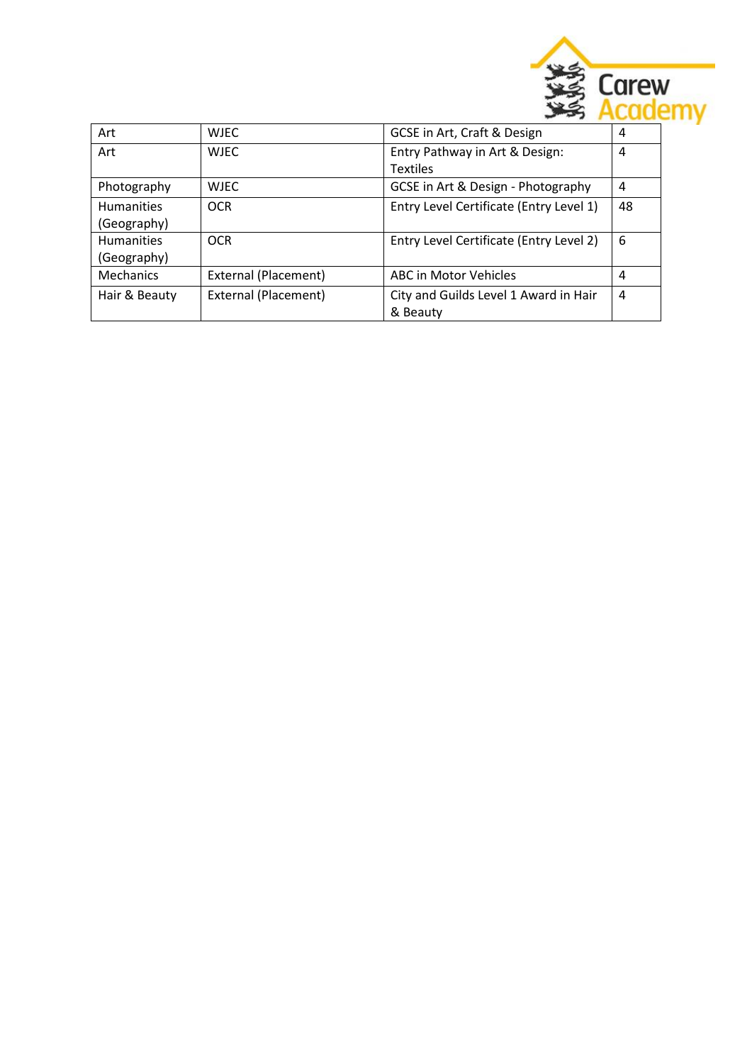| | | | |
|---|---|---|---|
| Art | WJEC | GCSE in Art, Craft & Design | 4 |
| Art | WJEC | Entry Pathway in Art & Design: Textiles | 4 |
| Photography | WJEC | GCSE in Art & Design - Photography | 4 |
| Humanities (Geography) | OCR | Entry Level Certificate (Entry Level 1) | 48 |
| Humanities (Geography) | OCR | Entry Level Certificate (Entry Level 2) | 6 |
| Mechanics | External (Placement) | ABC in Motor Vehicles | 4 |
| Hair & Beauty | External (Placement) | City and Guilds Level 1 Award in Hair & Beauty | 4 |